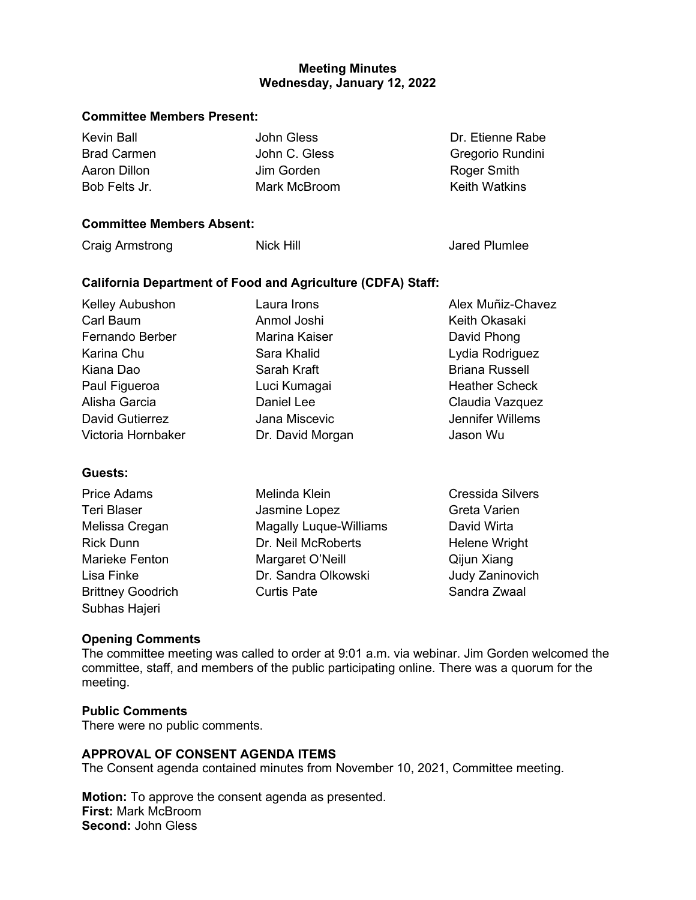**Meeting Minutes**
**Wednesday, January 12, 2022**

**Committee Members Present:**

| | | |
|---|---|---|
| Kevin Ball | John Gless | Dr. Etienne Rabe |
| Brad Carmen | John C. Gless | Gregorio Rundini |
| Aaron Dillon | Jim Gorden | Roger Smith |
| Bob Felts Jr. | Mark McBroom | Keith Watkins |

**Committee Members Absent:**

| | | |
|---|---|---|
| Craig Armstrong | Nick Hill | Jared Plumlee |

**California Department of Food and Agriculture (CDFA) Staff:**

| | | |
|---|---|---|
| Kelley Aubushon | Laura Irons | Alex Muñiz-Chavez |
| Carl Baum | Anmol Joshi | Keith Okasaki |
| Fernando Berber | Marina Kaiser | David Phong |
| Karina Chu | Sara Khalid | Lydia Rodriguez |
| Kiana Dao | Sarah Kraft | Briana Russell |
| Paul Figueroa | Luci Kumagai | Heather Scheck |
| Alisha Garcia | Daniel Lee | Claudia Vazquez |
| David Gutierrez | Jana Miscevic | Jennifer Willems |
| Victoria Hornbaker | Dr. David Morgan | Jason Wu |

**Guests:**

| | | |
|---|---|---|
| Price Adams | Melinda Klein | Cressida Silvers |
| Teri Blaser | Jasmine Lopez | Greta Varien |
| Melissa Cregan | Magally Luque-Williams | David Wirta |
| Rick Dunn | Dr. Neil McRoberts | Helene Wright |
| Marieke Fenton | Margaret O'Neill | Qijun Xiang |
| Lisa Finke | Dr. Sandra Olkowski | Judy Zaninovich |
| Brittney Goodrich | Curtis Pate | Sandra Zwaal |
| Subhas Hajeri | | |

**Opening Comments**
The committee meeting was called to order at 9:01 a.m. via webinar. Jim Gorden welcomed the committee, staff, and members of the public participating online. There was a quorum for the meeting.

**Public Comments**
There were no public comments.

**APPROVAL OF CONSENT AGENDA ITEMS**
The Consent agenda contained minutes from November 10, 2021, Committee meeting.

**Motion:** To approve the consent agenda as presented.
**First:** Mark McBroom
**Second:** John Gless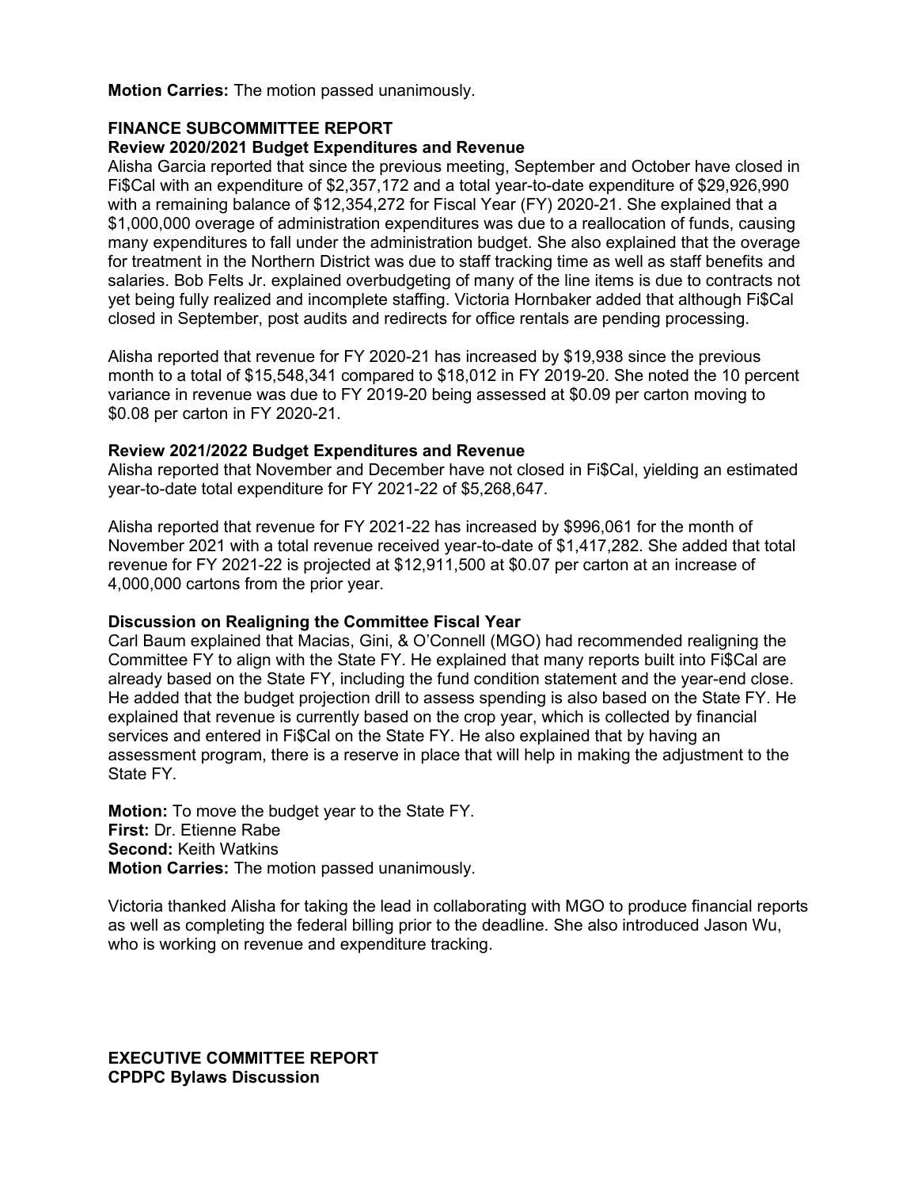**Motion Carries:** The motion passed unanimously.

## FINANCE SUBCOMMITTEE REPORT

### Review 2020/2021 Budget Expenditures and Revenue

Alisha Garcia reported that since the previous meeting, September and October have closed in Fi$Cal with an expenditure of $2,357,172 and a total year-to-date expenditure of $29,926,990 with a remaining balance of $12,354,272 for Fiscal Year (FY) 2020-21. She explained that a $1,000,000 overage of administration expenditures was due to a reallocation of funds, causing many expenditures to fall under the administration budget. She also explained that the overage for treatment in the Northern District was due to staff tracking time as well as staff benefits and salaries. Bob Felts Jr. explained overbudgeting of many of the line items is due to contracts not yet being fully realized and incomplete staffing. Victoria Hornbaker added that although Fi$Cal closed in September, post audits and redirects for office rentals are pending processing.

Alisha reported that revenue for FY 2020-21 has increased by $19,938 since the previous month to a total of $15,548,341 compared to $18,012 in FY 2019-20. She noted the 10 percent variance in revenue was due to FY 2019-20 being assessed at $0.09 per carton moving to $0.08 per carton in FY 2020-21.

### Review 2021/2022 Budget Expenditures and Revenue

Alisha reported that November and December have not closed in Fi$Cal, yielding an estimated year-to-date total expenditure for FY 2021-22 of $5,268,647.

Alisha reported that revenue for FY 2021-22 has increased by $996,061 for the month of November 2021 with a total revenue received year-to-date of $1,417,282. She added that total revenue for FY 2021-22 is projected at $12,911,500 at $0.07 per carton at an increase of 4,000,000 cartons from the prior year.

### Discussion on Realigning the Committee Fiscal Year

Carl Baum explained that Macias, Gini, & O'Connell (MGO) had recommended realigning the Committee FY to align with the State FY. He explained that many reports built into Fi$Cal are already based on the State FY, including the fund condition statement and the year-end close. He added that the budget projection drill to assess spending is also based on the State FY. He explained that revenue is currently based on the crop year, which is collected by financial services and entered in Fi$Cal on the State FY. He also explained that by having an assessment program, there is a reserve in place that will help in making the adjustment to the State FY.

**Motion:** To move the budget year to the State FY.
**First:** Dr. Etienne Rabe
**Second:** Keith Watkins
**Motion Carries:** The motion passed unanimously.

Victoria thanked Alisha for taking the lead in collaborating with MGO to produce financial reports as well as completing the federal billing prior to the deadline. She also introduced Jason Wu, who is working on revenue and expenditure tracking.

## EXECUTIVE COMMITTEE REPORT

### CPDPC Bylaws Discussion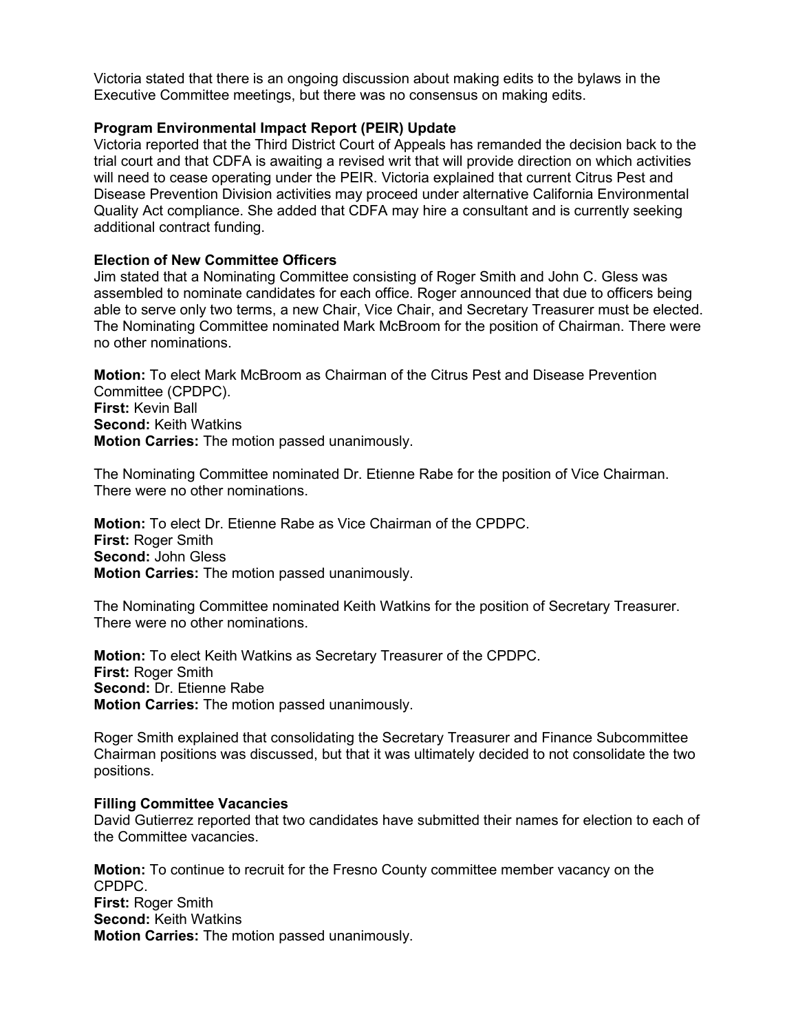Victoria stated that there is an ongoing discussion about making edits to the bylaws in the Executive Committee meetings, but there was no consensus on making edits.

**Program Environmental Impact Report (PEIR) Update**

Victoria reported that the Third District Court of Appeals has remanded the decision back to the trial court and that CDFA is awaiting a revised writ that will provide direction on which activities will need to cease operating under the PEIR. Victoria explained that current Citrus Pest and Disease Prevention Division activities may proceed under alternative California Environmental Quality Act compliance. She added that CDFA may hire a consultant and is currently seeking additional contract funding.

**Election of New Committee Officers**

Jim stated that a Nominating Committee consisting of Roger Smith and John C. Gless was assembled to nominate candidates for each office. Roger announced that due to officers being able to serve only two terms, a new Chair, Vice Chair, and Secretary Treasurer must be elected. The Nominating Committee nominated Mark McBroom for the position of Chairman. There were no other nominations.

**Motion:** To elect Mark McBroom as Chairman of the Citrus Pest and Disease Prevention Committee (CPDPC).
**First:** Kevin Ball
**Second:** Keith Watkins
**Motion Carries:** The motion passed unanimously.

The Nominating Committee nominated Dr. Etienne Rabe for the position of Vice Chairman. There were no other nominations.

**Motion:** To elect Dr. Etienne Rabe as Vice Chairman of the CPDPC.
**First:** Roger Smith
**Second:** John Gless
**Motion Carries:** The motion passed unanimously.

The Nominating Committee nominated Keith Watkins for the position of Secretary Treasurer. There were no other nominations.

**Motion:** To elect Keith Watkins as Secretary Treasurer of the CPDPC.
**First:** Roger Smith
**Second:** Dr. Etienne Rabe
**Motion Carries:** The motion passed unanimously.

Roger Smith explained that consolidating the Secretary Treasurer and Finance Subcommittee Chairman positions was discussed, but that it was ultimately decided to not consolidate the two positions.

**Filling Committee Vacancies**

David Gutierrez reported that two candidates have submitted their names for election to each of the Committee vacancies.

**Motion:** To continue to recruit for the Fresno County committee member vacancy on the CPDPC.
**First:** Roger Smith
**Second:** Keith Watkins
**Motion Carries:** The motion passed unanimously.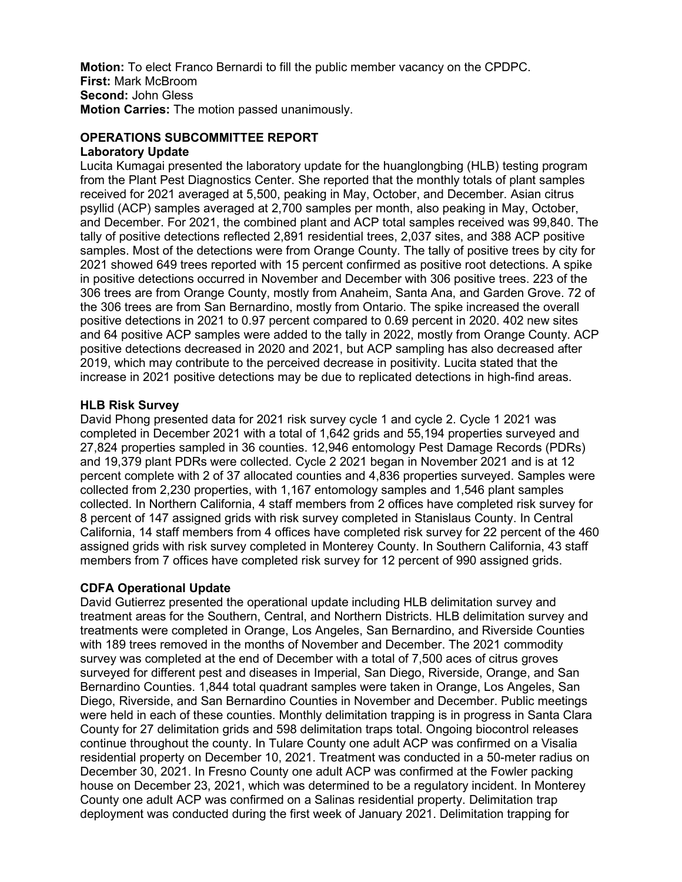**Motion:** To elect Franco Bernardi to fill the public member vacancy on the CPDPC.
**First:** Mark McBroom
**Second:** John Gless
**Motion Carries:** The motion passed unanimously.

## OPERATIONS SUBCOMMITTEE REPORT

### Laboratory Update

Lucita Kumagai presented the laboratory update for the huanglongbing (HLB) testing program from the Plant Pest Diagnostics Center. She reported that the monthly totals of plant samples received for 2021 averaged at 5,500, peaking in May, October, and December. Asian citrus psyllid (ACP) samples averaged at 2,700 samples per month, also peaking in May, October, and December. For 2021, the combined plant and ACP total samples received was 99,840. The tally of positive detections reflected 2,891 residential trees, 2,037 sites, and 388 ACP positive samples. Most of the detections were from Orange County. The tally of positive trees by city for 2021 showed 649 trees reported with 15 percent confirmed as positive root detections. A spike in positive detections occurred in November and December with 306 positive trees. 223 of the 306 trees are from Orange County, mostly from Anaheim, Santa Ana, and Garden Grove. 72 of the 306 trees are from San Bernardino, mostly from Ontario. The spike increased the overall positive detections in 2021 to 0.97 percent compared to 0.69 percent in 2020. 402 new sites and 64 positive ACP samples were added to the tally in 2022, mostly from Orange County. ACP positive detections decreased in 2020 and 2021, but ACP sampling has also decreased after 2019, which may contribute to the perceived decrease in positivity. Lucita stated that the increase in 2021 positive detections may be due to replicated detections in high-find areas.

### HLB Risk Survey

David Phong presented data for 2021 risk survey cycle 1 and cycle 2. Cycle 1 2021 was completed in December 2021 with a total of 1,642 grids and 55,194 properties surveyed and 27,824 properties sampled in 36 counties. 12,946 entomology Pest Damage Records (PDRs) and 19,379 plant PDRs were collected. Cycle 2 2021 began in November 2021 and is at 12 percent complete with 2 of 37 allocated counties and 4,836 properties surveyed. Samples were collected from 2,230 properties, with 1,167 entomology samples and 1,546 plant samples collected. In Northern California, 4 staff members from 2 offices have completed risk survey for 8 percent of 147 assigned grids with risk survey completed in Stanislaus County. In Central California, 14 staff members from 4 offices have completed risk survey for 22 percent of the 460 assigned grids with risk survey completed in Monterey County. In Southern California, 43 staff members from 7 offices have completed risk survey for 12 percent of 990 assigned grids.

### CDFA Operational Update

David Gutierrez presented the operational update including HLB delimitation survey and treatment areas for the Southern, Central, and Northern Districts. HLB delimitation survey and treatments were completed in Orange, Los Angeles, San Bernardino, and Riverside Counties with 189 trees removed in the months of November and December. The 2021 commodity survey was completed at the end of December with a total of 7,500 aces of citrus groves surveyed for different pest and diseases in Imperial, San Diego, Riverside, Orange, and San Bernardino Counties. 1,844 total quadrant samples were taken in Orange, Los Angeles, San Diego, Riverside, and San Bernardino Counties in November and December. Public meetings were held in each of these counties. Monthly delimitation trapping is in progress in Santa Clara County for 27 delimitation grids and 598 delimitation traps total. Ongoing biocontrol releases continue throughout the county. In Tulare County one adult ACP was confirmed on a Visalia residential property on December 10, 2021. Treatment was conducted in a 50-meter radius on December 30, 2021. In Fresno County one adult ACP was confirmed at the Fowler packing house on December 23, 2021, which was determined to be a regulatory incident. In Monterey County one adult ACP was confirmed on a Salinas residential property. Delimitation trap deployment was conducted during the first week of January 2021. Delimitation trapping for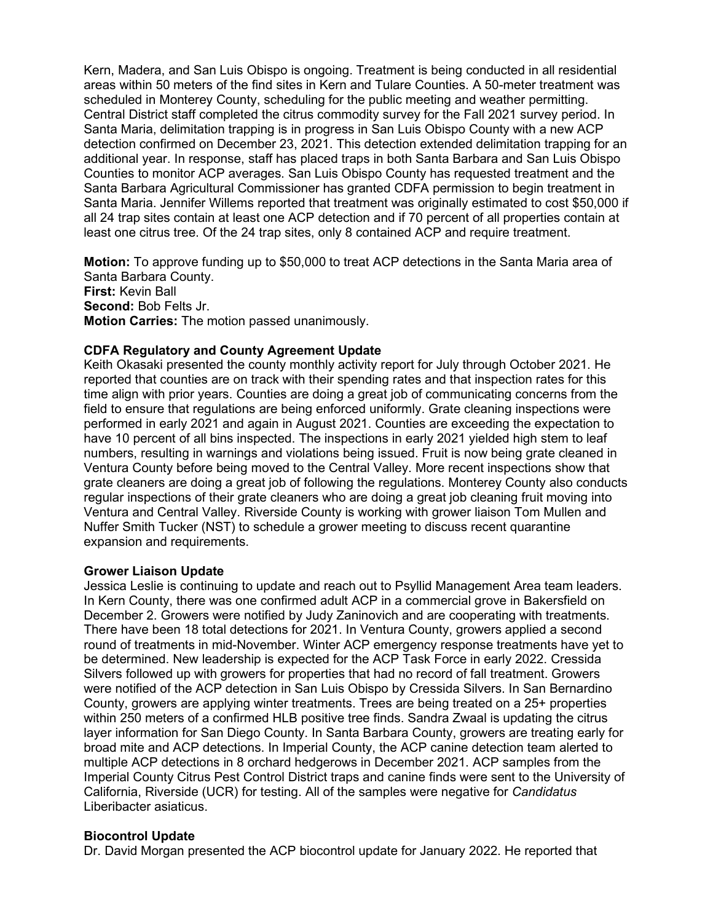Kern, Madera, and San Luis Obispo is ongoing. Treatment is being conducted in all residential areas within 50 meters of the find sites in Kern and Tulare Counties. A 50-meter treatment was scheduled in Monterey County, scheduling for the public meeting and weather permitting. Central District staff completed the citrus commodity survey for the Fall 2021 survey period. In Santa Maria, delimitation trapping is in progress in San Luis Obispo County with a new ACP detection confirmed on December 23, 2021. This detection extended delimitation trapping for an additional year. In response, staff has placed traps in both Santa Barbara and San Luis Obispo Counties to monitor ACP averages. San Luis Obispo County has requested treatment and the Santa Barbara Agricultural Commissioner has granted CDFA permission to begin treatment in Santa Maria. Jennifer Willems reported that treatment was originally estimated to cost $50,000 if all 24 trap sites contain at least one ACP detection and if 70 percent of all properties contain at least one citrus tree. Of the 24 trap sites, only 8 contained ACP and require treatment.

**Motion:** To approve funding up to $50,000 to treat ACP detections in the Santa Maria area of Santa Barbara County.
**First:** Kevin Ball
**Second:** Bob Felts Jr.
**Motion Carries:** The motion passed unanimously.

**CDFA Regulatory and County Agreement Update**
Keith Okasaki presented the county monthly activity report for July through October 2021. He reported that counties are on track with their spending rates and that inspection rates for this time align with prior years. Counties are doing a great job of communicating concerns from the field to ensure that regulations are being enforced uniformly. Grate cleaning inspections were performed in early 2021 and again in August 2021. Counties are exceeding the expectation to have 10 percent of all bins inspected. The inspections in early 2021 yielded high stem to leaf numbers, resulting in warnings and violations being issued. Fruit is now being grate cleaned in Ventura County before being moved to the Central Valley. More recent inspections show that grate cleaners are doing a great job of following the regulations. Monterey County also conducts regular inspections of their grate cleaners who are doing a great job cleaning fruit moving into Ventura and Central Valley. Riverside County is working with grower liaison Tom Mullen and Nuffer Smith Tucker (NST) to schedule a grower meeting to discuss recent quarantine expansion and requirements.

**Grower Liaison Update**
Jessica Leslie is continuing to update and reach out to Psyllid Management Area team leaders. In Kern County, there was one confirmed adult ACP in a commercial grove in Bakersfield on December 2. Growers were notified by Judy Zaninovich and are cooperating with treatments. There have been 18 total detections for 2021. In Ventura County, growers applied a second round of treatments in mid-November. Winter ACP emergency response treatments have yet to be determined. New leadership is expected for the ACP Task Force in early 2022. Cressida Silvers followed up with growers for properties that had no record of fall treatment. Growers were notified of the ACP detection in San Luis Obispo by Cressida Silvers. In San Bernardino County, growers are applying winter treatments. Trees are being treated on a 25+ properties within 250 meters of a confirmed HLB positive tree finds. Sandra Zwaal is updating the citrus layer information for San Diego County. In Santa Barbara County, growers are treating early for broad mite and ACP detections. In Imperial County, the ACP canine detection team alerted to multiple ACP detections in 8 orchard hedgerows in December 2021. ACP samples from the Imperial County Citrus Pest Control District traps and canine finds were sent to the University of California, Riverside (UCR) for testing. All of the samples were negative for *Candidatus* Liberibacter asiaticus.

**Biocontrol Update**
Dr. David Morgan presented the ACP biocontrol update for January 2022. He reported that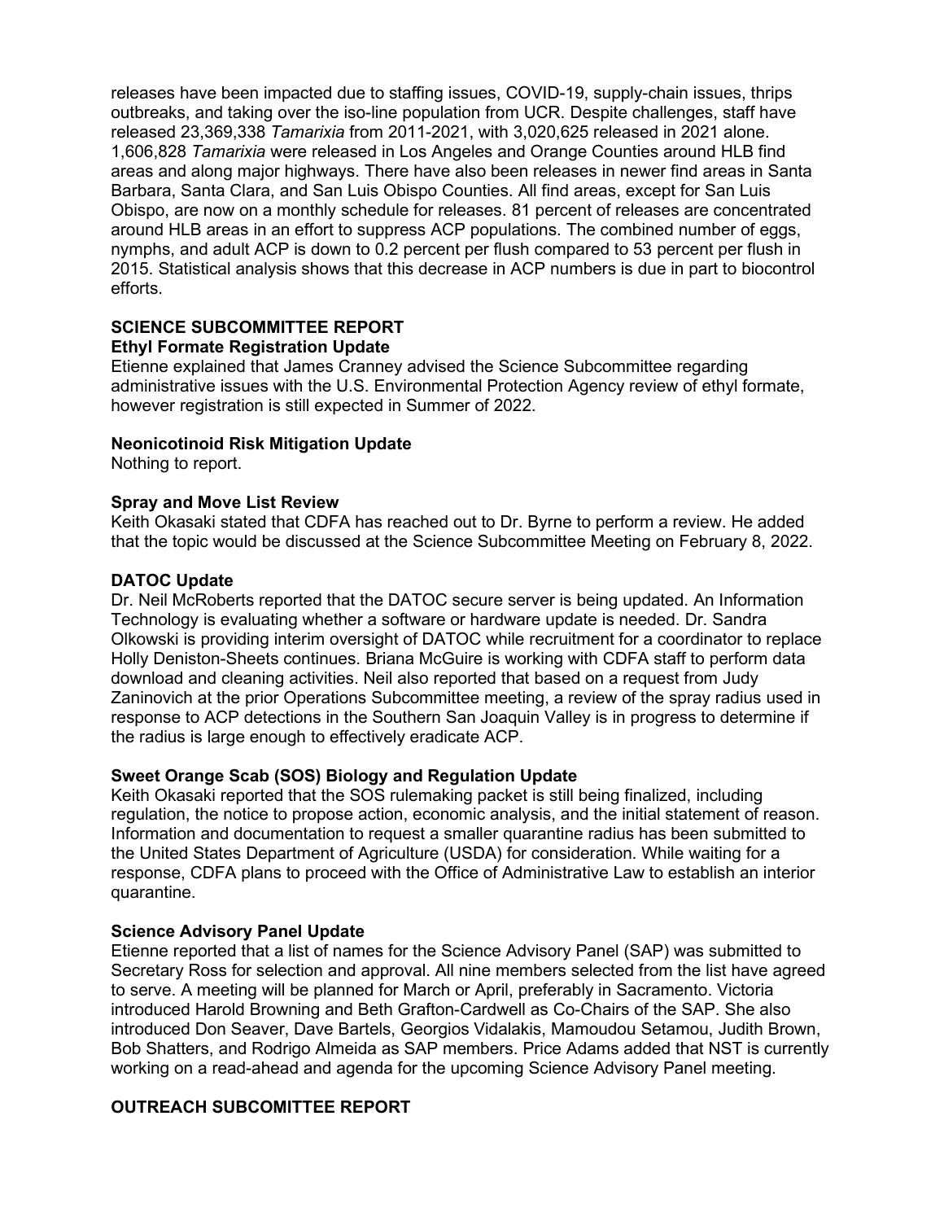releases have been impacted due to staffing issues, COVID-19, supply-chain issues, thrips outbreaks, and taking over the iso-line population from UCR. Despite challenges, staff have released 23,369,338 *Tamarixia* from 2011-2021, with 3,020,625 released in 2021 alone. 1,606,828 *Tamarixia* were released in Los Angeles and Orange Counties around HLB find areas and along major highways. There have also been releases in newer find areas in Santa Barbara, Santa Clara, and San Luis Obispo Counties. All find areas, except for San Luis Obispo, are now on a monthly schedule for releases. 81 percent of releases are concentrated around HLB areas in an effort to suppress ACP populations. The combined number of eggs, nymphs, and adult ACP is down to 0.2 percent per flush compared to 53 percent per flush in 2015. Statistical analysis shows that this decrease in ACP numbers is due in part to biocontrol efforts.

## SCIENCE SUBCOMMITTEE REPORT

### Ethyl Formate Registration Update

Etienne explained that James Cranney advised the Science Subcommittee regarding administrative issues with the U.S. Environmental Protection Agency review of ethyl formate, however registration is still expected in Summer of 2022.

### Neonicotinoid Risk Mitigation Update

Nothing to report.

### Spray and Move List Review

Keith Okasaki stated that CDFA has reached out to Dr. Byrne to perform a review. He added that the topic would be discussed at the Science Subcommittee Meeting on February 8, 2022.

### DATOC Update

Dr. Neil McRoberts reported that the DATOC secure server is being updated. An Information Technology is evaluating whether a software or hardware update is needed. Dr. Sandra Olkowski is providing interim oversight of DATOC while recruitment for a coordinator to replace Holly Deniston-Sheets continues. Briana McGuire is working with CDFA staff to perform data download and cleaning activities. Neil also reported that based on a request from Judy Zaninovich at the prior Operations Subcommittee meeting, a review of the spray radius used in response to ACP detections in the Southern San Joaquin Valley is in progress to determine if the radius is large enough to effectively eradicate ACP.

### Sweet Orange Scab (SOS) Biology and Regulation Update

Keith Okasaki reported that the SOS rulemaking packet is still being finalized, including regulation, the notice to propose action, economic analysis, and the initial statement of reason. Information and documentation to request a smaller quarantine radius has been submitted to the United States Department of Agriculture (USDA) for consideration. While waiting for a response, CDFA plans to proceed with the Office of Administrative Law to establish an interior quarantine.

### Science Advisory Panel Update

Etienne reported that a list of names for the Science Advisory Panel (SAP) was submitted to Secretary Ross for selection and approval. All nine members selected from the list have agreed to serve. A meeting will be planned for March or April, preferably in Sacramento. Victoria introduced Harold Browning and Beth Grafton-Cardwell as Co-Chairs of the SAP. She also introduced Don Seaver, Dave Bartels, Georgios Vidalakis, Mamoudou Setamou, Judith Brown, Bob Shatters, and Rodrigo Almeida as SAP members. Price Adams added that NST is currently working on a read-ahead and agenda for the upcoming Science Advisory Panel meeting.

## OUTREACH SUBCOMITTEE REPORT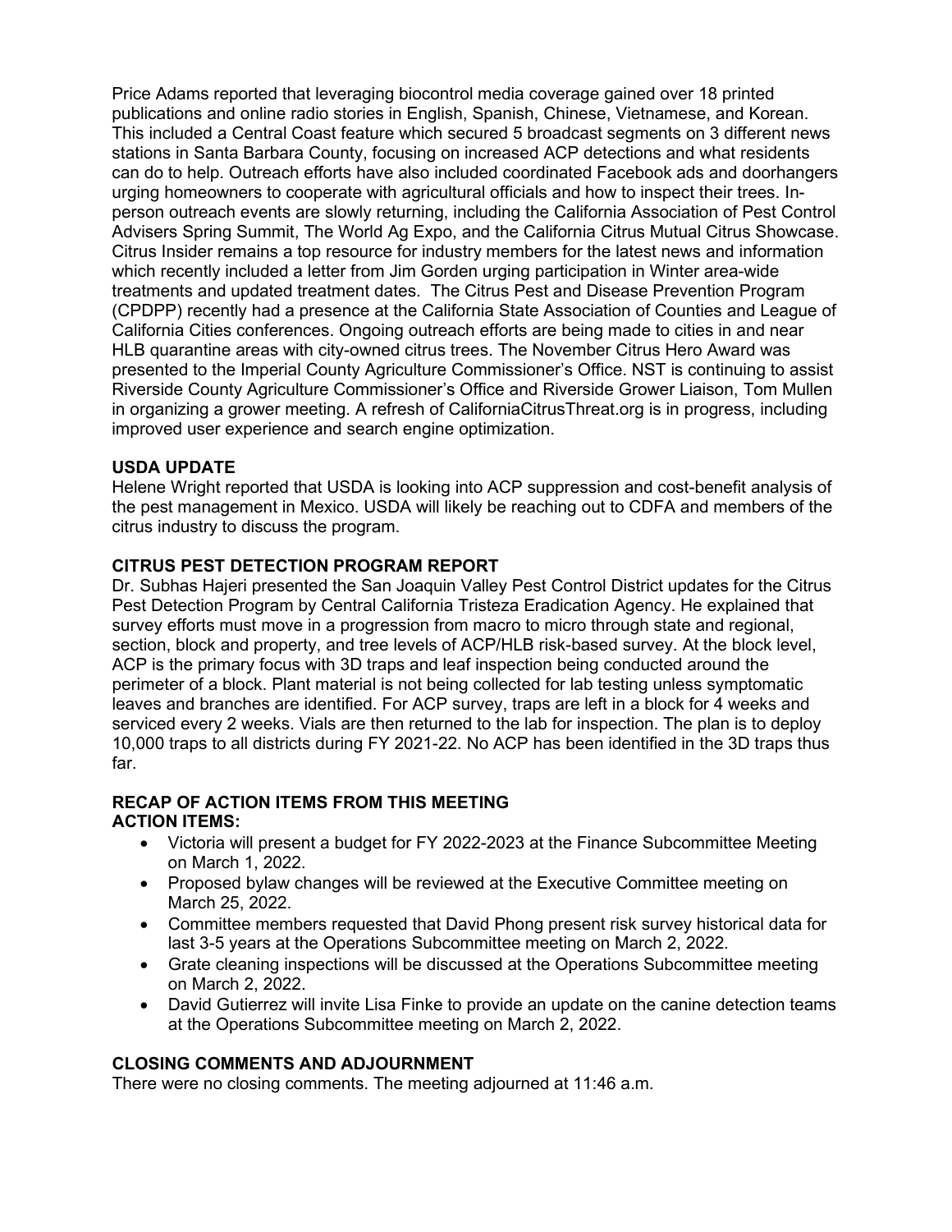Price Adams reported that leveraging biocontrol media coverage gained over 18 printed publications and online radio stories in English, Spanish, Chinese, Vietnamese, and Korean. This included a Central Coast feature which secured 5 broadcast segments on 3 different news stations in Santa Barbara County, focusing on increased ACP detections and what residents can do to help. Outreach efforts have also included coordinated Facebook ads and doorhangers urging homeowners to cooperate with agricultural officials and how to inspect their trees. In-person outreach events are slowly returning, including the California Association of Pest Control Advisers Spring Summit, The World Ag Expo, and the California Citrus Mutual Citrus Showcase. Citrus Insider remains a top resource for industry members for the latest news and information which recently included a letter from Jim Gorden urging participation in Winter area-wide treatments and updated treatment dates. The Citrus Pest and Disease Prevention Program (CPDPP) recently had a presence at the California State Association of Counties and League of California Cities conferences. Ongoing outreach efforts are being made to cities in and near HLB quarantine areas with city-owned citrus trees. The November Citrus Hero Award was presented to the Imperial County Agriculture Commissioner's Office. NST is continuing to assist Riverside County Agriculture Commissioner's Office and Riverside Grower Liaison, Tom Mullen in organizing a grower meeting. A refresh of CaliforniaCitrusThreat.org is in progress, including improved user experience and search engine optimization.

**USDA UPDATE**

Helene Wright reported that USDA is looking into ACP suppression and cost-benefit analysis of the pest management in Mexico. USDA will likely be reaching out to CDFA and members of the citrus industry to discuss the program.

**CITRUS PEST DETECTION PROGRAM REPORT**

Dr. Subhas Hajeri presented the San Joaquin Valley Pest Control District updates for the Citrus Pest Detection Program by Central California Tristeza Eradication Agency. He explained that survey efforts must move in a progression from macro to micro through state and regional, section, block and property, and tree levels of ACP/HLB risk-based survey. At the block level, ACP is the primary focus with 3D traps and leaf inspection being conducted around the perimeter of a block. Plant material is not being collected for lab testing unless symptomatic leaves and branches are identified. For ACP survey, traps are left in a block for 4 weeks and serviced every 2 weeks. Vials are then returned to the lab for inspection. The plan is to deploy 10,000 traps to all districts during FY 2021-22. No ACP has been identified in the 3D traps thus far.

**RECAP OF ACTION ITEMS FROM THIS MEETING**

**ACTION ITEMS:**

- Victoria will present a budget for FY 2022-2023 at the Finance Subcommittee Meeting on March 1, 2022.
- Proposed bylaw changes will be reviewed at the Executive Committee meeting on March 25, 2022.
- Committee members requested that David Phong present risk survey historical data for last 3-5 years at the Operations Subcommittee meeting on March 2, 2022.
- Grate cleaning inspections will be discussed at the Operations Subcommittee meeting on March 2, 2022.
- David Gutierrez will invite Lisa Finke to provide an update on the canine detection teams at the Operations Subcommittee meeting on March 2, 2022.

**CLOSING COMMENTS AND ADJOURNMENT**

There were no closing comments. The meeting adjourned at 11:46 a.m.